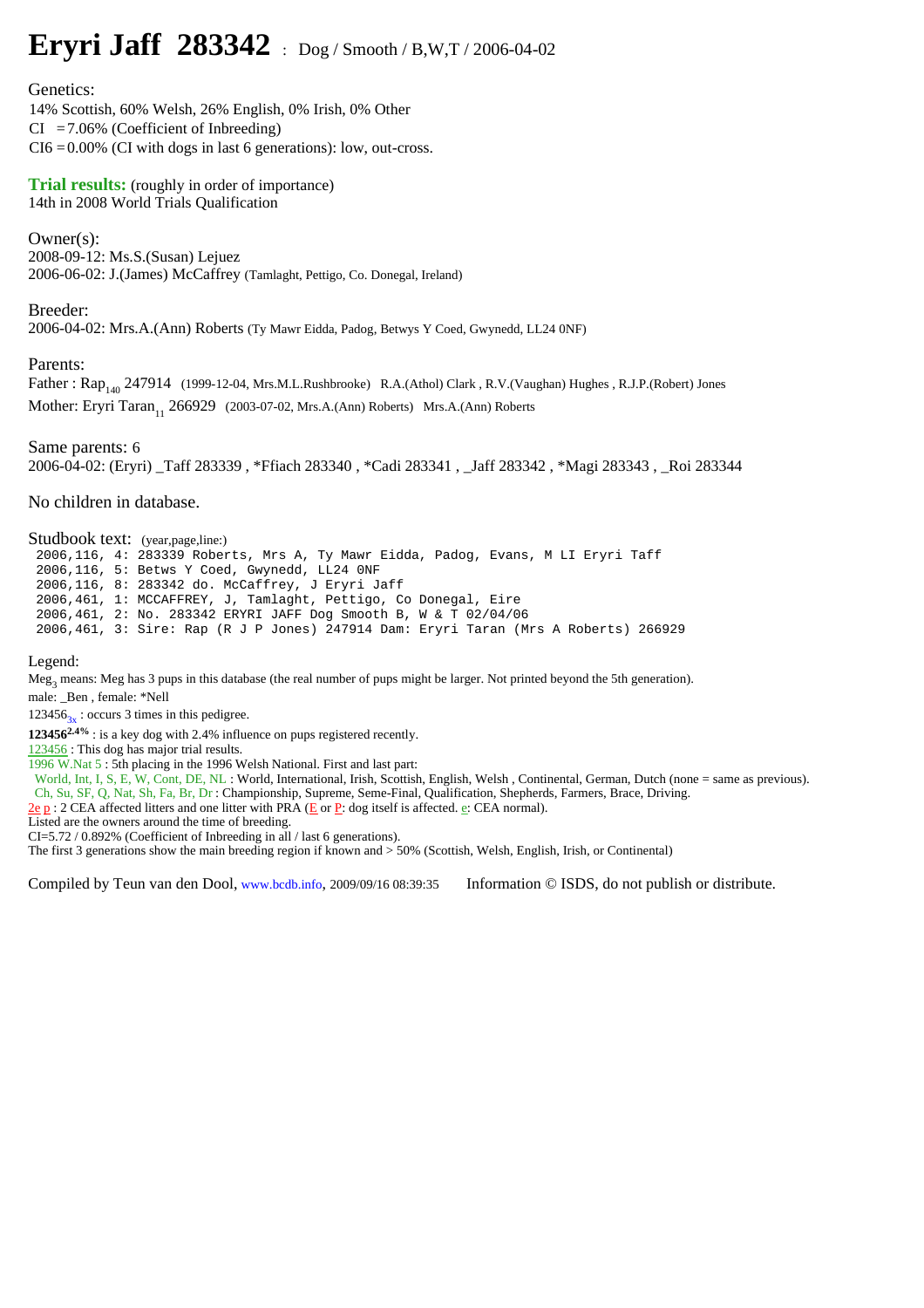# Eryri Jaff 283342 : Dog / Smooth / B,W,T / 2006-04-02

Genetics:
14% Scottish, 60% Welsh, 26% English, 0% Irish, 0% Other
CI =7.06% (Coefficient of Inbreeding)
CI6 =0.00% (CI with dogs in last 6 generations): low, out-cross.

**Trial results:** (roughly in order of importance)
14th in 2008 World Trials Qualification

Owner(s):
2008-09-12: Ms.S.(Susan) Lejuez
2006-06-02: J.(James) McCaffrey (Tamlaght, Pettigo, Co. Donegal, Ireland)

Breeder:
2006-04-02: Mrs.A.(Ann) Roberts (Ty Mawr Eidda, Padog, Betwys Y Coed, Gwynedd, LL24 0NF)

Parents:
Father : Rap$_{140}$ 247914 (1999-12-04, Mrs.M.L.Rushbrooke) R.A.(Athol) Clark , R.V.(Vaughan) Hughes , R.J.P.(Robert) Jones
Mother: Eryri Taran$_{11}$ 266929 (2003-07-02, Mrs.A.(Ann) Roberts) Mrs.A.(Ann) Roberts

Same parents: 6
2006-04-02: (Eryri) _Taff 283339 , *Ffiach 283340 , *Cadi 283341 , _Jaff 283342 , *Magi 283343 , _Roi 283344

No children in database.

Studbook text: (year,page,line:)

```
2006,116, 4: 283339 Roberts, Mrs A, Ty Mawr Eidda, Padog, Evans, M LI Eryri Taff
2006,116, 5: Betws Y Coed, Gwynedd, LL24 0NF
2006,116, 8: 283342 do. McCaffrey, J Eryri Jaff
2006,461, 1: MCCAFFREY, J, Tamlaght, Pettigo, Co Donegal, Eire
2006,461, 2: No. 283342 ERYRI JAFF Dog Smooth B, W & T 02/04/06
2006,461, 3: Sire: Rap (R J P Jones) 247914 Dam: Eryri Taran (Mrs A Roberts) 266929
```

Legend:
Meg$_3$ means: Meg has 3 pups in this database (the real number of pups might be larger. Not printed beyond the 5th generation).
male: _Ben , female: *Nell
123456$_{3x}$ : occurs 3 times in this pedigree.
**123456**$^{2.4\%}$ : is a key dog with 2.4% influence on pups registered recently.
123456 : This dog has major trial results.
1996 W.Nat 5 : 5th placing in the 1996 Welsh National. First and last part:
World, Int, I, S, E, W, Cont, DE, NL : World, International, Irish, Scottish, English, Welsh , Continental, German, Dutch (none = same as previous).
Ch, Su, SF, Q, Nat, Sh, Fa, Br, Dr : Championship, Supreme, Seme-Final, Qualification, Shepherds, Farmers, Brace, Driving.
2e p : 2 CEA affected litters and one litter with PRA (E or P: dog itself is affected. e: CEA normal).
Listed are the owners around the time of breeding.
CI=5.72 / 0.892% (Coefficient of Inbreeding in all / last 6 generations).
The first 3 generations show the main breeding region if known and > 50% (Scottish, Welsh, English, Irish, or Continental)

Compiled by Teun van den Dool, www.bcdb.info, 2009/09/16 08:39:35 Information © ISDS, do not publish or distribute.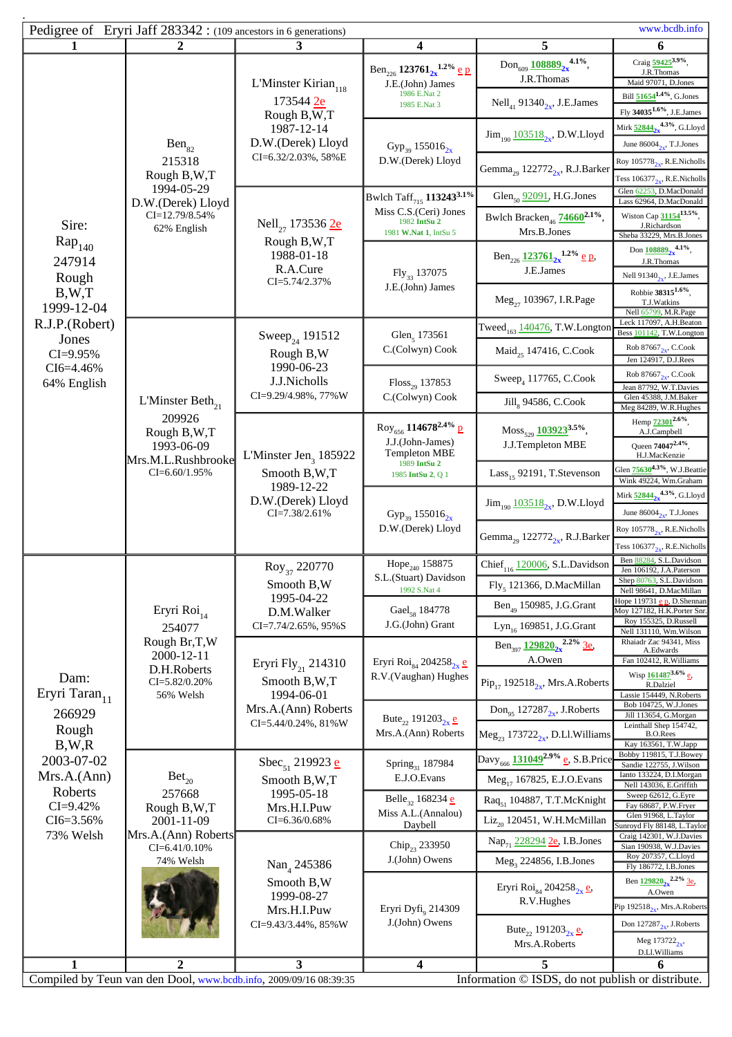Pedigree of Eryri Jaff 283342 : (109 ancestors in 6 generations) www.bcdb.info

| 1 | 2 | 3 | 4 | 5 | 6 |
|---|---|---|---|---|---|
| Sire: Rap$_{140}$ 247914 Rough B,W,T 1999-12-04 R.J.P.(Robert) Jones CI=9.95% CI6=4.46% 64% English | Ben$_{82}$ 215318 Rough B,W,T 1994-05-29 D.W.(Derek) Lloyd CI=12.79/8.54% 62% English | L'Minster Kirian$_{118}$ 173544 2e Rough B,W,T 1987-12-14 D.W.(Derek) Lloyd CI=6.32/2.03%, 58%E | Ben$_{226}$ 123761$_{2x}$ 1.2% e p J.E.(John) James 1986 E.Nat 2 1985 E.Nat 3 | Don$_{609}$ 108889$_{2x}$ 4.1%, J.R.Thomas | Craig 59425 3.9%, J.R.Thomas |
| | | | | | Maid 97071, D.Jones |
| | | | | Nell$_{41}$ 91340$_{2x}$, J.E.James | Bill 51654 1.4%, G.Jones |
| | | | | | Fly 34035 1.6%, J.E.James |
| | | | Gyp$_{39}$ 155016$_{2x}$ D.W.(Derek) Lloyd | Jim$_{190}$ 103518$_{2x}$, D.W.Lloyd | Mirk 52844$_{2x}$ 4.3%, G.Lloyd |
| | | | | | June 86004$_{2x}$, T.J.Jones |
| | | | | Gemma$_{29}$ 122772$_{2x}$, R.J.Barker | Roy 105778$_{2x}$, R.E.Nicholls |
| | | | | | Tess 106377$_{2x}$, R.E.Nicholls |
| | | Nell$_{27}$ 173536 2e Rough B,W,T 1988-01-18 R.A.Cure CI=5.74/2.37% | Bwlch Taff$_{715}$ 113243 3.1% Miss C.S.(Ceri) Jones 1982 IntSu 2 1981 W.Nat 1, IntSu 5 | Glen$_{50}$ 92091, H.G.Jones | Glen 62253, D.MacDonald |
| | | | | | Lass 62964, D.MacDonald |
| | | | | Bwlch Bracken$_{46}$ 74660 2.1%, Mrs.B.Jones | Wiston Cap 31154 13.5%, J.Richardson |
| | | | | | Sheba 33229, Mrs.B.Jones |
| | | | Fly$_{33}$ 137075 J.E.(John) James | Ben$_{226}$ 123761$_{2x}$ 1.2% e p, J.E.James | Don 108889$_{2x}$ 4.1%, J.R.Thomas |
| | | | | | Nell 91340$_{2x}$, J.E.James |
| | | | | Meg$_{27}$ 103967, I.R.Page | Robbie 38315 1.6%, T.J.Watkins |
| | | | | | Nell 65799, M.R.Page |
| | L'Minster Beth$_{21}$ 209926 Rough B,W,T 1993-06-09 Mrs.M.L.Rushbrooke CI=6.60/1.95% | Sweep$_{24}$ 191512 Rough B,W 1990-06-23 J.J.Nicholls CI=9.29/4.98%, 77%W | Glen$_{5}$ 173561 C.(Colwyn) Cook | Tweed$_{163}$ 140476, T.W.Longton | Leck 117097, A.H.Beaton |
| | | | | | Bess 101142, T.W.Longton |
| | | | | Maid$_{25}$ 147416, C.Cook | Rob 87667$_{2x}$, C.Cook |
| | | | | | Jen 124917, D.J.Rees |
| | | | Floss$_{29}$ 137853 C.(Colwyn) Cook | Sweep$_{4}$ 117765, C.Cook | Rob 87667$_{2x}$, C.Cook |
| | | | | | Jean 87792, W.T.Davies |
| | | | | Jill$_{8}$ 94586, C.Cook | Glen 45388, J.M.Baker |
| | | | | | Meg 84289, W.R.Hughes |
| | | L'Minster Jen$_{3}$ 185922 Smooth B,W,T 1989-12-22 D.W.(Derek) Lloyd CI=7.38/2.61% | Roy$_{656}$ 114678 2.4% p J.J.(John-James) Templeton MBE 1989 IntSu 2 1985 IntSu 2, Q 1 | Moss$_{529}$ 103923 3.5%, J.J.Templeton MBE | Hemp 72301 2.6%, A.J.Campbell |
| | | | | | Queen 74047 2.4%, H.J.MacKenzie |
| | | | | Lass$_{15}$ 92191, T.Stevenson | Glen 75630 4.3%, W.J.Beattie |
| | | | | | Wink 49224, Wm.Graham |
| | | | Gyp$_{39}$ 155016$_{2x}$ D.W.(Derek) Lloyd | Jim$_{190}$ 103518$_{2x}$, D.W.Lloyd | Mirk 52844$_{2x}$ 4.3%, G.Lloyd |
| | | | | | June 86004$_{2x}$, T.J.Jones |
| | | | | Gemma$_{29}$ 122772$_{2x}$, R.J.Barker | Roy 105778$_{2x}$, R.E.Nicholls |
| | | | | | Tess 106377$_{2x}$, R.E.Nicholls |
| Dam: Eryri Taran$_{11}$ 266929 Rough B,W,R 2003-07-02 Mrs.A.(Ann) Roberts CI=9.42% CI6=3.56% 73% Welsh | Eryri Roi$_{14}$ 254077 Rough Br,T,W 2000-12-11 D.H.Roberts CI=5.82/0.20% 56% Welsh | Roy$_{37}$ 220770 Smooth B,W 1995-04-22 D.M.Walker CI=7.74/2.65%, 95%S | Hope$_{240}$ 158875 S.L.(Stuart) Davidson 1992 S.Nat 4 | Chief$_{116}$ 120006, S.L.Davidson | Ben 88284, S.L.Davidson |
| | | | | | Jen 106192, J.A.Paterson |
| | | | | Fly$_{5}$ 121366, D.MacMillan | Shep 80763, S.L.Davidson |
| | | | | | Nell 98641, D.MacMillan |
| | | | Gael$_{58}$ 184778 J.G.(John) Grant | Ben$_{49}$ 150985, J.G.Grant | Hope 119731 e p, D.Shennan |
| | | | | | Moy 127182, H.K.Porter Snr. |
| | | | | Lyn$_{16}$ 169851, J.G.Grant | Roy 155325, D.Russell |
| | | | | | Nell 131110, Wm.Wilson |
| | | Eryri Fly$_{21}$ 214310 Smooth B,W,T 1994-06-01 Mrs.A.(Ann) Roberts CI=5.44/0.24%, 81%W | Eryri Roi$_{84}$ 204258$_{2x}$ e R.V.(Vaughan) Hughes | Ben$_{397}$ 129820$_{2x}$ 2.2% 3e, A.Owen | Rhaiadr Zac 94341, Miss A.Edwards |
| | | | | | Fan 102412, R.Williams |
| | | | | Pip$_{17}$ 192518$_{2x}$, Mrs.A.Roberts | Wisp 161487 3.6% e, R.Dalziel |
| | | | | | Lassie 154449, N.Roberts |
| | | | Bute$_{22}$ 191203$_{2x}$ e Mrs.A.(Ann) Roberts | Don$_{95}$ 127287$_{2x}$, J.Roberts | Bob 104725, W.J.Jones |
| | | | | | Jill 113654, G.Morgan |
| | | | | Meg$_{23}$ 173722$_{2x}$, D.Ll.Williams | Leinthall Shep 154742, B.O.Rees |
| | | | | | Kay 163561, T.W.Jap |
| | Bet$_{20}$ 257668 Rough B,W,T 2001-11-09 Mrs.A.(Ann) Roberts CI=6.41/0.10% 74% Welsh | Sbec$_{51}$ 219923 e Smooth B,W,T 1995-05-18 Mrs.H.I.Puw CI=6.36/0.68% | Spring$_{31}$ 187984 E.J.O.Evans | Davy$_{666}$ 131049 2.9% e, S.B.Price | Bobby 119815, T.J.Bowey |
| | | | | | Sandie 122755, J.Wilson |
| | | | | Meg$_{17}$ 167825, E.J.O.Evans | Ianto 133224, D.I.Morgan |
| | | | | | Nell 143036, E.Griffith |
| | | | Belle$_{32}$ 168234 e Miss A.L.(Annalou) Daybell | Raq$_{51}$ 104887, T.T.McKnight | Sweep 62612, G.Eyre |
| | | | | | Fay 68687, P.W.Fryer |
| | | | | Liz$_{20}$ 120451, W.H.McMillan | Glen 91968, L.Taylor |
| | | | | | Sunroyd Fly 88148, L.Taylor |
| | | Nan$_{4}$ 245386 Smooth B,W 1999-08-27 Mrs.H.I.Puw CI=9.43/3.44%, 85%W | Chip$_{23}$ 233950 J.(John) Owens | Nap$_{71}$ 228294 2e, I.B.Jones | Craig 142301, W.J.Davies |
| | | | | | Sian 190938, W.J.Davies |
| | | | | Meg$_{3}$ 224856, I.B.Jones | Roy 207357, C.Lloyd |
| | | | | | Fly 186772, I.B.Jones |
| | | | Eryri Dyfi$_{9}$ 214309 J.(John) Owens | Eryri Roi$_{84}$ 204258$_{2x}$ e, R.V.Hughes | Ben 129820$_{2x}$ 2.2% 3e, A.Owen |
| | | | | | Pip 192518$_{2x}$, Mrs.A.Roberts |
| | | | | Bute$_{22}$ 191203$_{2x}$ e, Mrs.A.Roberts | Don 127287$_{2x}$, J.Roberts |
| | | | | | Meg 173722$_{2x}$, D.Ll.Williams |
| 1 | 2 | 3 | 4 | 5 | 6 |

Compiled by Teun van den Dool, www.bcdb.info, 2009/09/16 08:39:35 — Information © ISDS, do not publish or distribute.